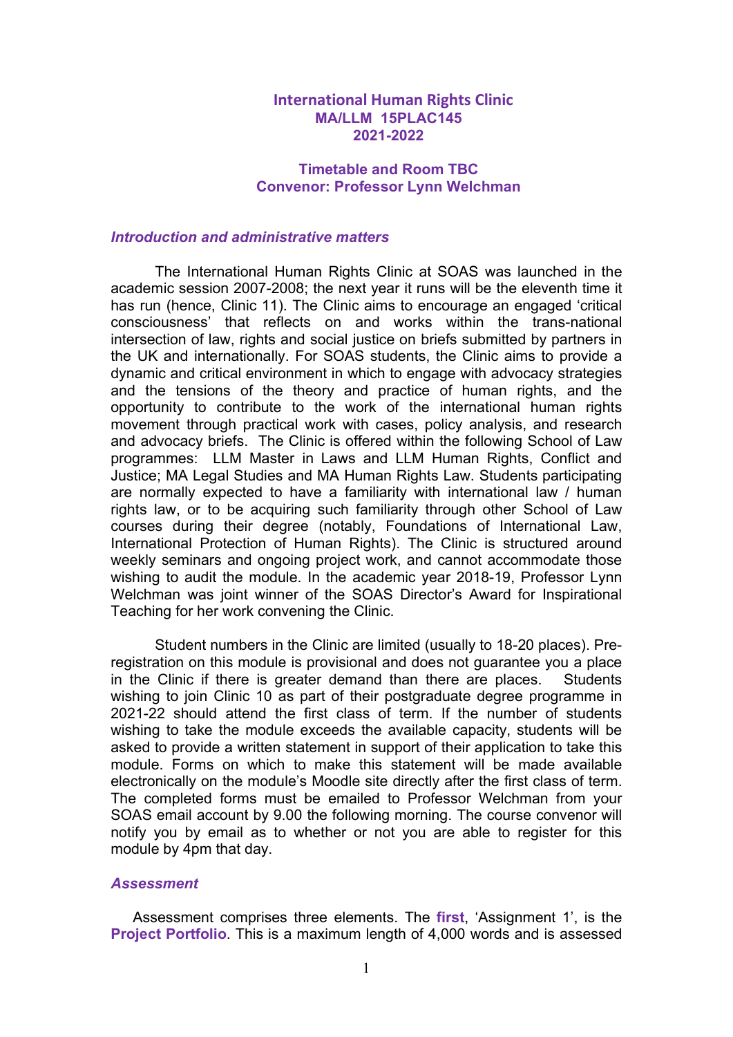# International Human Rights Clinic
# MA/LLM 15PLAC145
# 2021-2022

### Timetable and Room TBC
### Convenor: Professor Lynn Welchman

## *Introduction and administrative matters*

The International Human Rights Clinic at SOAS was launched in the academic session 2007-2008; the next year it runs will be the eleventh time it has run (hence, Clinic 11). The Clinic aims to encourage an engaged 'critical consciousness' that reflects on and works within the trans-national intersection of law, rights and social justice on briefs submitted by partners in the UK and internationally. For SOAS students, the Clinic aims to provide a dynamic and critical environment in which to engage with advocacy strategies and the tensions of the theory and practice of human rights, and the opportunity to contribute to the work of the international human rights movement through practical work with cases, policy analysis, and research and advocacy briefs. The Clinic is offered within the following School of Law programmes: LLM Master in Laws and LLM Human Rights, Conflict and Justice; MA Legal Studies and MA Human Rights Law. Students participating are normally expected to have a familiarity with international law / human rights law, or to be acquiring such familiarity through other School of Law courses during their degree (notably, Foundations of International Law, International Protection of Human Rights). The Clinic is structured around weekly seminars and ongoing project work, and cannot accommodate those wishing to audit the module. In the academic year 2018-19, Professor Lynn Welchman was joint winner of the SOAS Director's Award for Inspirational Teaching for her work convening the Clinic.

Student numbers in the Clinic are limited (usually to 18-20 places). Pre-registration on this module is provisional and does not guarantee you a place in the Clinic if there is greater demand than there are places. Students wishing to join Clinic 10 as part of their postgraduate degree programme in 2021-22 should attend the first class of term. If the number of students wishing to take the module exceeds the available capacity, students will be asked to provide a written statement in support of their application to take this module. Forms on which to make this statement will be made available electronically on the module's Moodle site directly after the first class of term. The completed forms must be emailed to Professor Welchman from your SOAS email account by 9.00 the following morning. The course convenor will notify you by email as to whether or not you are able to register for this module by 4pm that day.

## *Assessment*

Assessment comprises three elements. The **first**, 'Assignment 1', is the **Project Portfolio**. This is a maximum length of 4,000 words and is assessed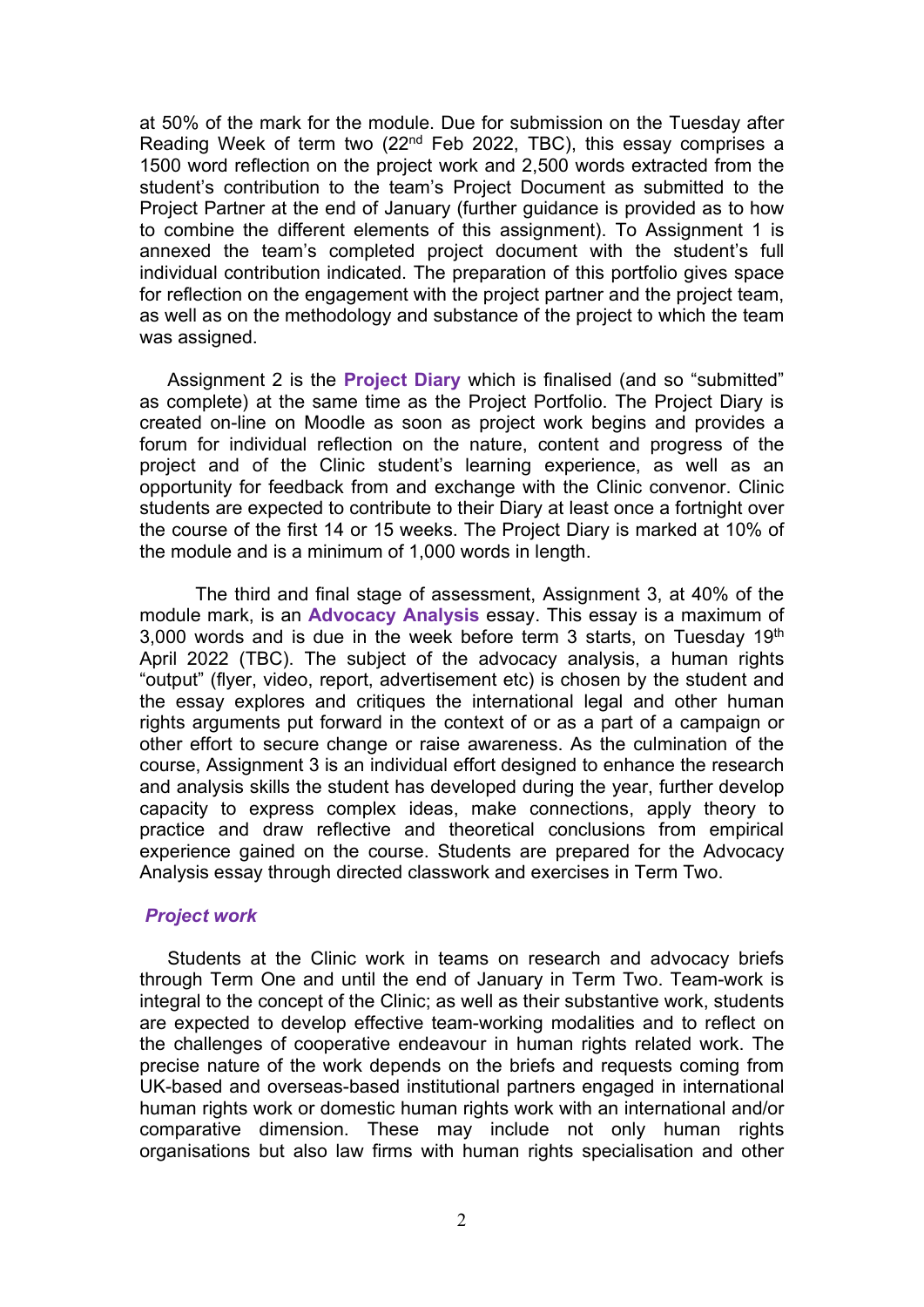at 50% of the mark for the module. Due for submission on the Tuesday after Reading Week of term two (22nd Feb 2022, TBC), this essay comprises a 1500 word reflection on the project work and 2,500 words extracted from the student's contribution to the team's Project Document as submitted to the Project Partner at the end of January (further guidance is provided as to how to combine the different elements of this assignment). To Assignment 1 is annexed the team's completed project document with the student's full individual contribution indicated. The preparation of this portfolio gives space for reflection on the engagement with the project partner and the project team, as well as on the methodology and substance of the project to which the team was assigned.

Assignment 2 is the **Project Diary** which is finalised (and so "submitted" as complete) at the same time as the Project Portfolio. The Project Diary is created on-line on Moodle as soon as project work begins and provides a forum for individual reflection on the nature, content and progress of the project and of the Clinic student's learning experience, as well as an opportunity for feedback from and exchange with the Clinic convenor. Clinic students are expected to contribute to their Diary at least once a fortnight over the course of the first 14 or 15 weeks. The Project Diary is marked at 10% of the module and is a minimum of 1,000 words in length.

The third and final stage of assessment, Assignment 3, at 40% of the module mark, is an **Advocacy Analysis** essay. This essay is a maximum of 3,000 words and is due in the week before term 3 starts, on Tuesday 19th April 2022 (TBC). The subject of the advocacy analysis, a human rights "output" (flyer, video, report, advertisement etc) is chosen by the student and the essay explores and critiques the international legal and other human rights arguments put forward in the context of or as a part of a campaign or other effort to secure change or raise awareness. As the culmination of the course, Assignment 3 is an individual effort designed to enhance the research and analysis skills the student has developed during the year, further develop capacity to express complex ideas, make connections, apply theory to practice and draw reflective and theoretical conclusions from empirical experience gained on the course. Students are prepared for the Advocacy Analysis essay through directed classwork and exercises in Term Two.

### *Project work*

Students at the Clinic work in teams on research and advocacy briefs through Term One and until the end of January in Term Two. Team-work is integral to the concept of the Clinic; as well as their substantive work, students are expected to develop effective team-working modalities and to reflect on the challenges of cooperative endeavour in human rights related work. The precise nature of the work depends on the briefs and requests coming from UK-based and overseas-based institutional partners engaged in international human rights work or domestic human rights work with an international and/or comparative dimension. These may include not only human rights organisations but also law firms with human rights specialisation and other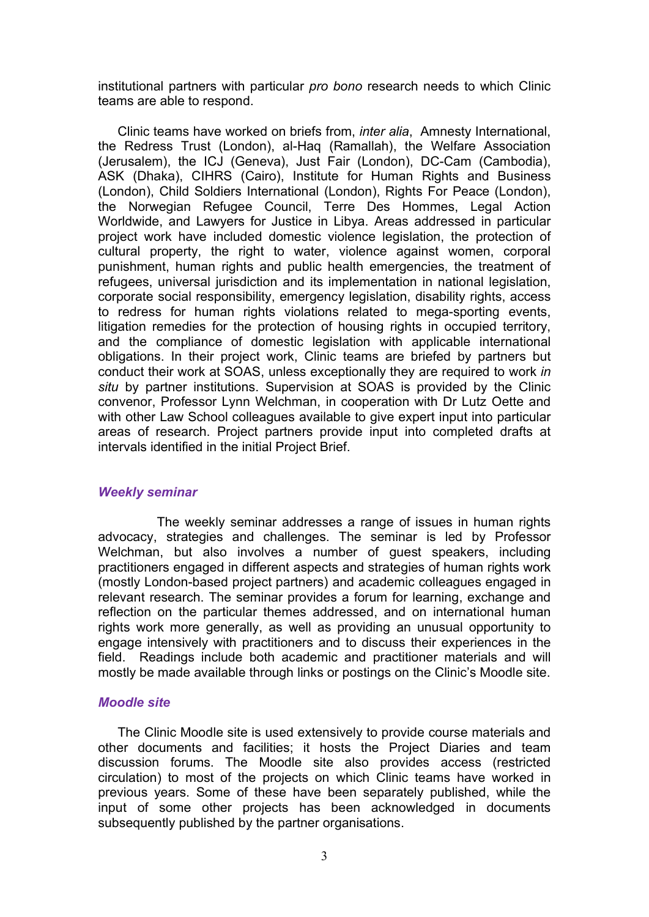institutional partners with particular *pro bono* research needs to which Clinic teams are able to respond.

Clinic teams have worked on briefs from, *inter alia*, Amnesty International, the Redress Trust (London), al-Haq (Ramallah), the Welfare Association (Jerusalem), the ICJ (Geneva), Just Fair (London), DC-Cam (Cambodia), ASK (Dhaka), CIHRS (Cairo), Institute for Human Rights and Business (London), Child Soldiers International (London), Rights For Peace (London), the Norwegian Refugee Council, Terre Des Hommes, Legal Action Worldwide, and Lawyers for Justice in Libya. Areas addressed in particular project work have included domestic violence legislation, the protection of cultural property, the right to water, violence against women, corporal punishment, human rights and public health emergencies, the treatment of refugees, universal jurisdiction and its implementation in national legislation, corporate social responsibility, emergency legislation, disability rights, access to redress for human rights violations related to mega-sporting events, litigation remedies for the protection of housing rights in occupied territory, and the compliance of domestic legislation with applicable international obligations. In their project work, Clinic teams are briefed by partners but conduct their work at SOAS, unless exceptionally they are required to work *in situ* by partner institutions. Supervision at SOAS is provided by the Clinic convenor, Professor Lynn Welchman, in cooperation with Dr Lutz Oette and with other Law School colleagues available to give expert input into particular areas of research. Project partners provide input into completed drafts at intervals identified in the initial Project Brief.

### *Weekly seminar*

The weekly seminar addresses a range of issues in human rights advocacy, strategies and challenges. The seminar is led by Professor Welchman, but also involves a number of guest speakers, including practitioners engaged in different aspects and strategies of human rights work (mostly London-based project partners) and academic colleagues engaged in relevant research. The seminar provides a forum for learning, exchange and reflection on the particular themes addressed, and on international human rights work more generally, as well as providing an unusual opportunity to engage intensively with practitioners and to discuss their experiences in the field. Readings include both academic and practitioner materials and will mostly be made available through links or postings on the Clinic's Moodle site.

### *Moodle site*

The Clinic Moodle site is used extensively to provide course materials and other documents and facilities; it hosts the Project Diaries and team discussion forums. The Moodle site also provides access (restricted circulation) to most of the projects on which Clinic teams have worked in previous years. Some of these have been separately published, while the input of some other projects has been acknowledged in documents subsequently published by the partner organisations.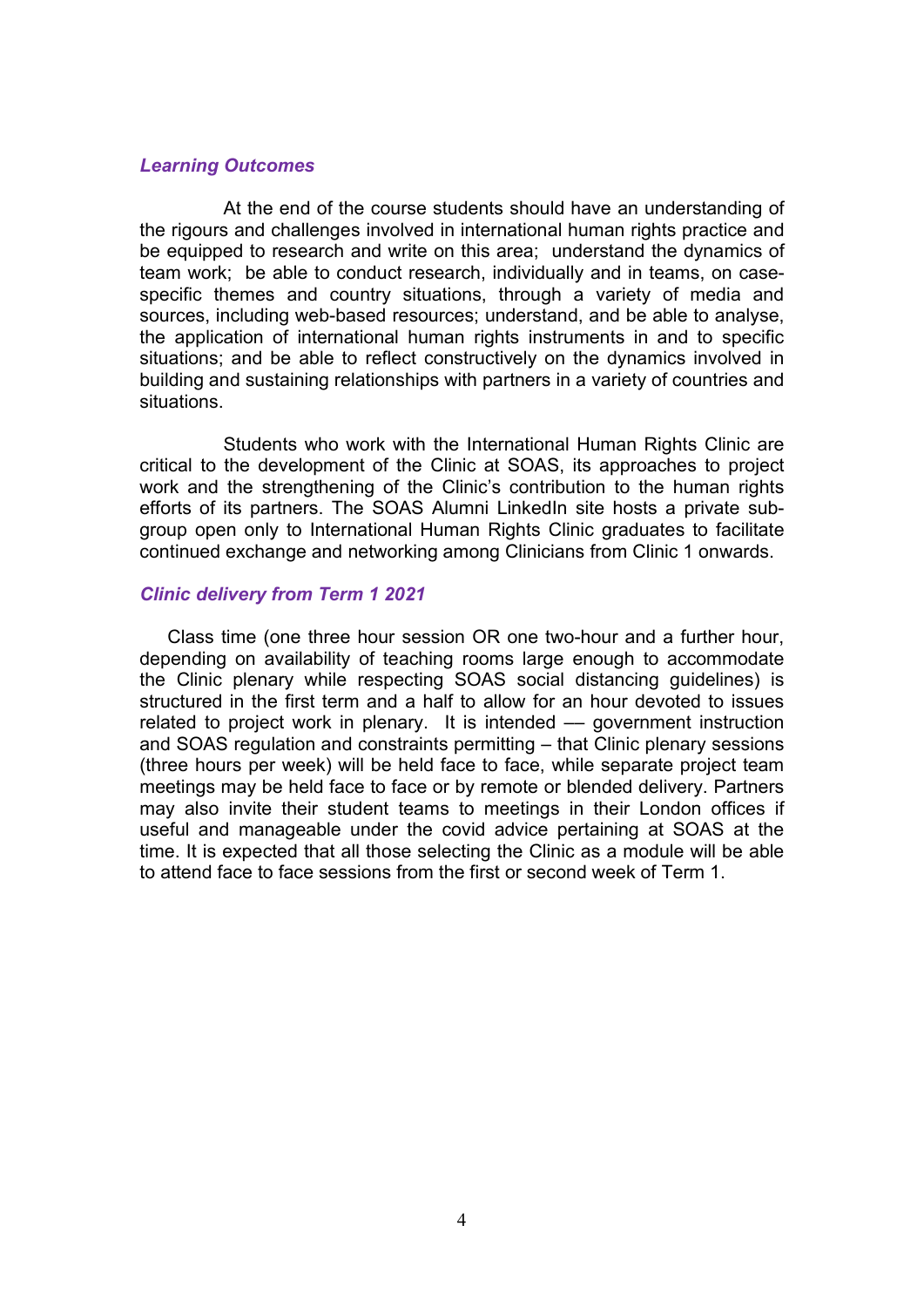### *Learning Outcomes*

At the end of the course students should have an understanding of the rigours and challenges involved in international human rights practice and be equipped to research and write on this area; understand the dynamics of team work; be able to conduct research, individually and in teams, on case-specific themes and country situations, through a variety of media and sources, including web-based resources; understand, and be able to analyse, the application of international human rights instruments in and to specific situations; and be able to reflect constructively on the dynamics involved in building and sustaining relationships with partners in a variety of countries and situations.

Students who work with the International Human Rights Clinic are critical to the development of the Clinic at SOAS, its approaches to project work and the strengthening of the Clinic's contribution to the human rights efforts of its partners. The SOAS Alumni LinkedIn site hosts a private sub-group open only to International Human Rights Clinic graduates to facilitate continued exchange and networking among Clinicians from Clinic 1 onwards.

### *Clinic delivery from Term 1 2021*

Class time (one three hour session OR one two-hour and a further hour, depending on availability of teaching rooms large enough to accommodate the Clinic plenary while respecting SOAS social distancing guidelines) is structured in the first term and a half to allow for an hour devoted to issues related to project work in plenary. It is intended –– government instruction and SOAS regulation and constraints permitting – that Clinic plenary sessions (three hours per week) will be held face to face, while separate project team meetings may be held face to face or by remote or blended delivery. Partners may also invite their student teams to meetings in their London offices if useful and manageable under the covid advice pertaining at SOAS at the time. It is expected that all those selecting the Clinic as a module will be able to attend face to face sessions from the first or second week of Term 1.